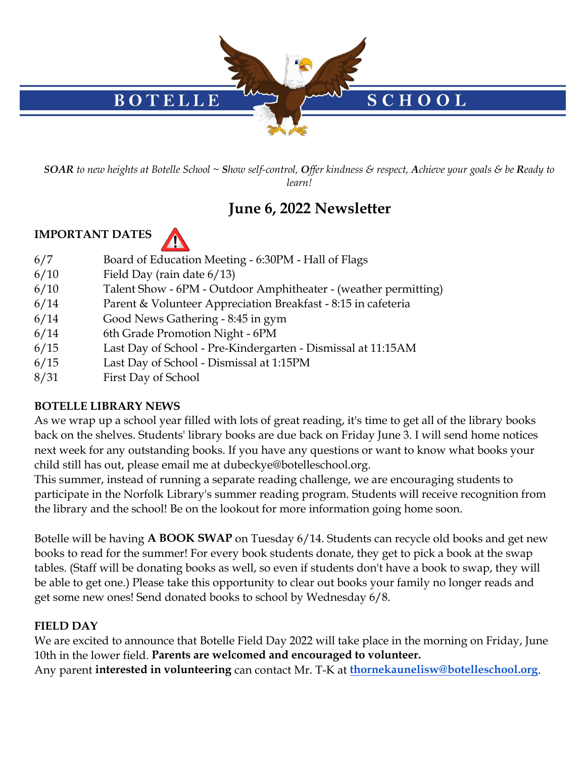# BOTELLE SCHOOL

*__SOAR__ to new heights at Botelle School ~ __S__how self-control, __O__ffer kindness & respect, __A__chieve your goals & be __R__eady to learn!*

## June 6, 2022 Newsletter

**IMPORTANT DATES**

| | |
|---|---|
| 6/7 | Board of Education Meeting - 6:30PM - Hall of Flags |
| 6/10 | Field Day (rain date 6/13) |
| 6/10 | Talent Show - 6PM - Outdoor Amphitheater - (weather permitting) |
| 6/14 | Parent & Volunteer Appreciation Breakfast - 8:15 in cafeteria |
| 6/14 | Good News Gathering - 8:45 in gym |
| 6/14 | 6th Grade Promotion Night - 6PM |
| 6/15 | Last Day of School - Pre-Kindergarten - Dismissal at 11:15AM |
| 6/15 | Last Day of School - Dismissal at 1:15PM |
| 8/31 | First Day of School |

**BOTELLE LIBRARY NEWS**

As we wrap up a school year filled with lots of great reading, it's time to get all of the library books back on the shelves. Students' library books are due back on Friday June 3. I will send home notices next week for any outstanding books. If you have any questions or want to know what books your child still has out, please email me at dubeckye@botelleschool.org.

This summer, instead of running a separate reading challenge, we are encouraging students to participate in the Norfolk Library's summer reading program. Students will receive recognition from the library and the school! Be on the lookout for more information going home soon.

Botelle will be having **A BOOK SWAP** on Tuesday 6/14. Students can recycle old books and get new books to read for the summer! For every book students donate, they get to pick a book at the swap tables. (Staff will be donating books as well, so even if students don't have a book to swap, they will be able to get one.) Please take this opportunity to clear out books your family no longer reads and get some new ones! Send donated books to school by Wednesday 6/8.

**FIELD DAY**

We are excited to announce that Botelle Field Day 2022 will take place in the morning on Friday, June 10th in the lower field. **Parents are welcomed and encouraged to volunteer.**

Any parent **interested in volunteering** can contact Mr. T-K at **thornekaunelisw@botelleschool.org**.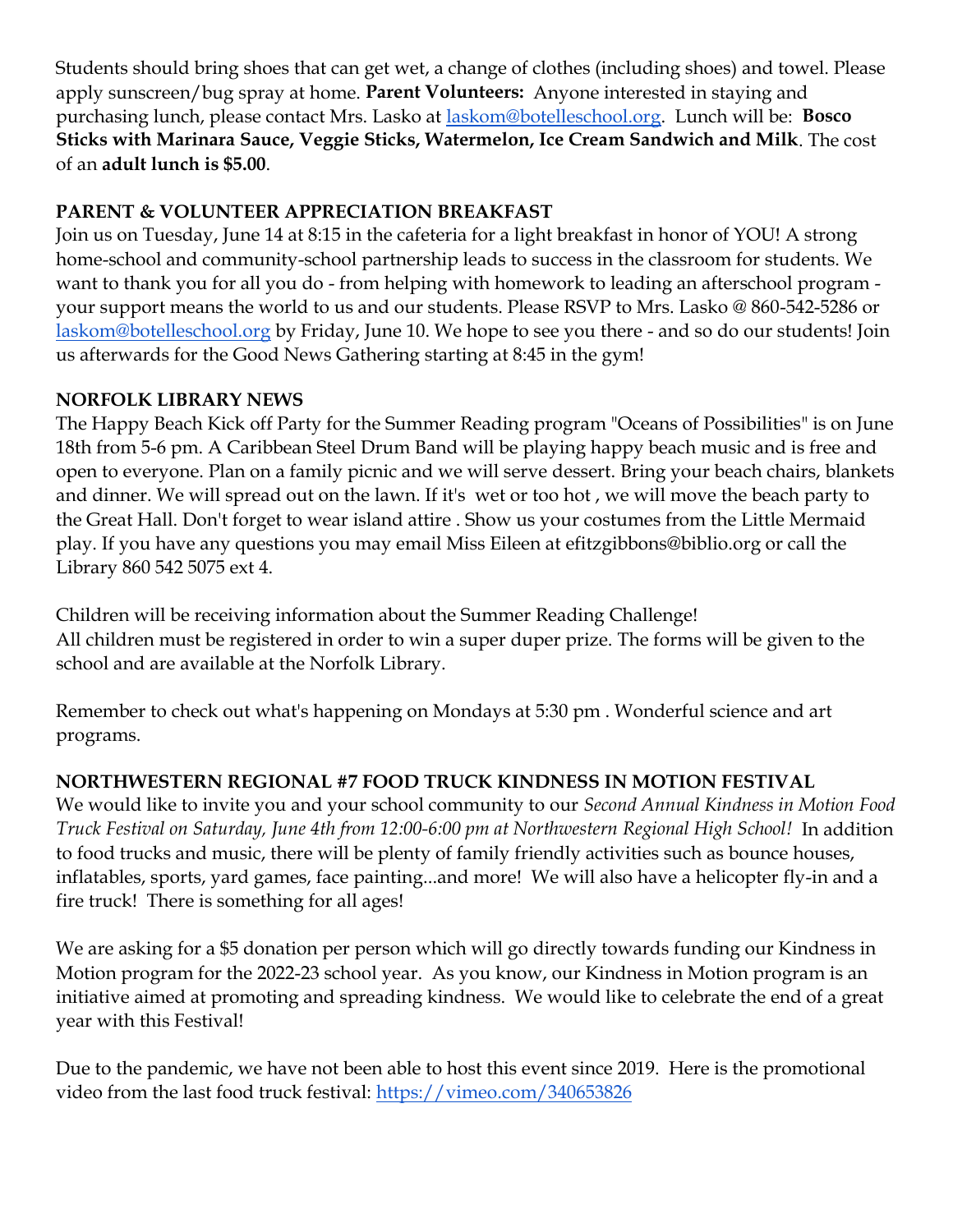Students should bring shoes that can get wet, a change of clothes (including shoes) and towel. Please apply sunscreen/bug spray at home. **Parent Volunteers:** Anyone interested in staying and purchasing lunch, please contact Mrs. Lasko at [laskom@botelleschool.org](mailto:laskom@botelleschool.org). Lunch will be: **Bosco Sticks with Marinara Sauce, Veggie Sticks, Watermelon, Ice Cream Sandwich and Milk**. The cost of an **adult lunch is $5.00**.

**PARENT & VOLUNTEER APPRECIATION BREAKFAST**

Join us on Tuesday, June 14 at 8:15 in the cafeteria for a light breakfast in honor of YOU! A strong home-school and community-school partnership leads to success in the classroom for students. We want to thank you for all you do - from helping with homework to leading an afterschool program - your support means the world to us and our students. Please RSVP to Mrs. Lasko @ 860-542-5286 or [laskom@botelleschool.org](mailto:laskom@botelleschool.org) by Friday, June 10. We hope to see you there - and so do our students! Join us afterwards for the Good News Gathering starting at 8:45 in the gym!

**NORFOLK LIBRARY NEWS**

The Happy Beach Kick off Party for the Summer Reading program "Oceans of Possibilities" is on June 18th from 5-6 pm. A Caribbean Steel Drum Band will be playing happy beach music and is free and open to everyone. Plan on a family picnic and we will serve dessert. Bring your beach chairs, blankets and dinner. We will spread out on the lawn. If it's wet or too hot , we will move the beach party to the Great Hall. Don't forget to wear island attire . Show us your costumes from the Little Mermaid play. If you have any questions you may email Miss Eileen at efitzgibbons@biblio.org or call the Library 860 542 5075 ext 4.

Children will be receiving information about the Summer Reading Challenge!
All children must be registered in order to win a super duper prize. The forms will be given to the school and are available at the Norfolk Library.

Remember to check out what's happening on Mondays at 5:30 pm . Wonderful science and art programs.

**NORTHWESTERN REGIONAL #7 FOOD TRUCK KINDNESS IN MOTION FESTIVAL**

We would like to invite you and your school community to our *Second Annual Kindness in Motion Food Truck Festival on Saturday, June 4th from 12:00-6:00 pm at Northwestern Regional High School!* In addition to food trucks and music, there will be plenty of family friendly activities such as bounce houses, inflatables, sports, yard games, face painting...and more! We will also have a helicopter fly-in and a fire truck! There is something for all ages!

We are asking for a $5 donation per person which will go directly towards funding our Kindness in Motion program for the 2022-23 school year. As you know, our Kindness in Motion program is an initiative aimed at promoting and spreading kindness. We would like to celebrate the end of a great year with this Festival!

Due to the pandemic, we have not been able to host this event since 2019. Here is the promotional video from the last food truck festival: [https://vimeo.com/340653826](https://vimeo.com/340653826)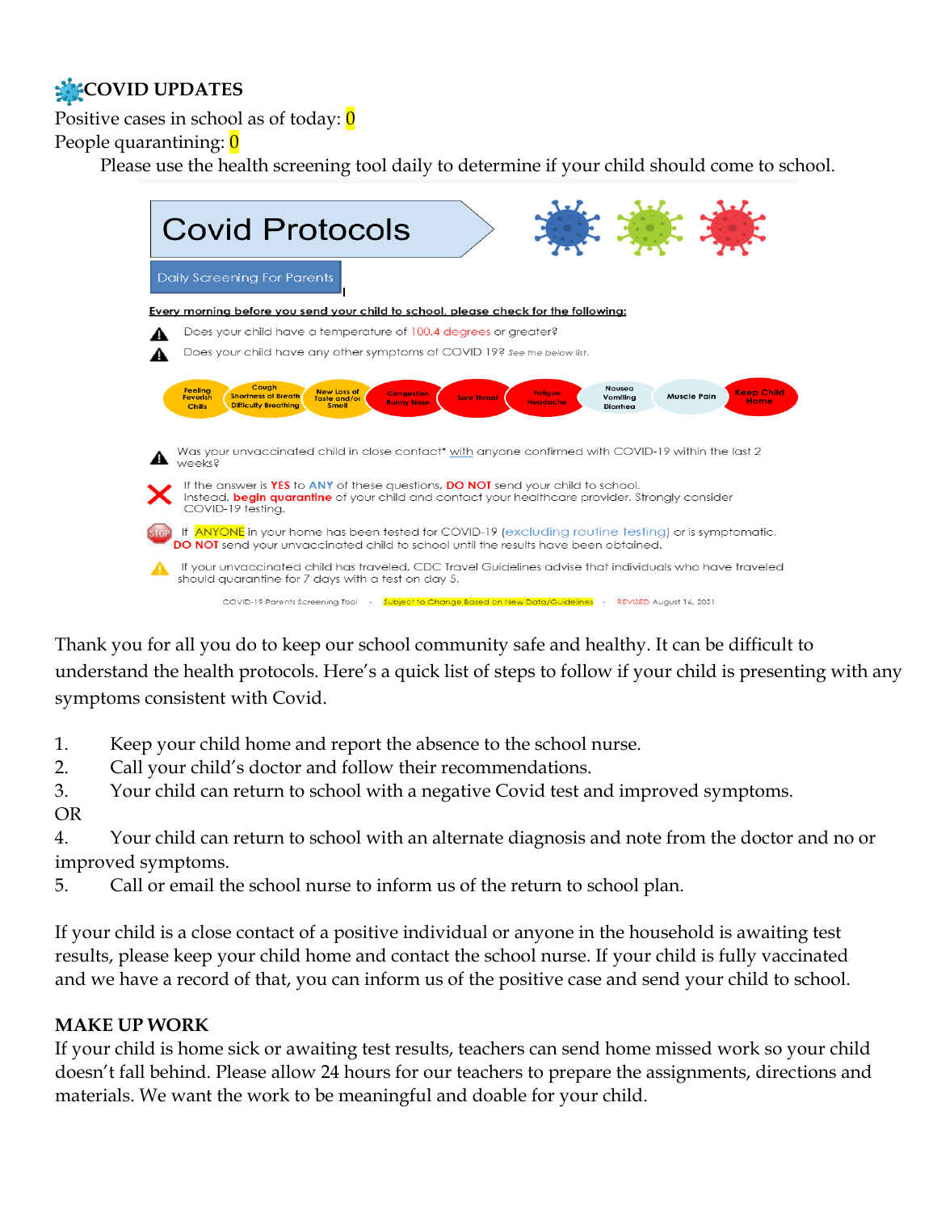## COVID UPDATES

Positive cases in school as of today: 0

People quarantining: 0

Please use the health screening tool daily to determine if your child should come to school.

# Covid Protocols

Daily Screening For Parents

Every morning before you send your child to school, please check for the following:

- Does your child have a temperature of 100.4 degrees or greater?
- Does your child have any other symptoms of COVID 19? *See the below list.*

Feeling Feverish Chills | Cough Shortness of Breath Difficulty Breathing | New Loss of Taste and/or Smell | Congestion Runny Nose | Sore Throat | Fatigue Headache | Nausea Vomiting Diarrhea | Muscle Pain | Keep Child Home

- Was your unvaccinated child in close contact* with anyone confirmed with COVID-19 within the last 2 weeks?

If the answer is **YES** to **ANY** of these questions, **DO NOT** send your child to school. Instead, **begin quarantine** of your child and contact your healthcare provider. Strongly consider COVID-19 testing.

If ANYONE in your home has been tested for COVID-19 (excluding routine testing) or is symptomatic, **DO NOT** send your unvaccinated child to school until the results have been obtained.

If your unvaccinated child has traveled, CDC Travel Guidelines advise that individuals who have traveled should quarantine for 7 days with a test on day 5.

COVID-19 Parents Screening Tool - Subject to Change Based on New Data/Guidelines - REVISED August 16, 2021

Thank you for all you do to keep our school community safe and healthy. It can be difficult to understand the health protocols. Here's a quick list of steps to follow if your child is presenting with any symptoms consistent with Covid.

1. Keep your child home and report the absence to the school nurse.
2. Call your child's doctor and follow their recommendations.
3. Your child can return to school with a negative Covid test and improved symptoms.

OR

4. Your child can return to school with an alternate diagnosis and note from the doctor and no or improved symptoms.
5. Call or email the school nurse to inform us of the return to school plan.

If your child is a close contact of a positive individual or anyone in the household is awaiting test results, please keep your child home and contact the school nurse. If your child is fully vaccinated and we have a record of that, you can inform us of the positive case and send your child to school.

**MAKE UP WORK**

If your child is home sick or awaiting test results, teachers can send home missed work so your child doesn't fall behind. Please allow 24 hours for our teachers to prepare the assignments, directions and materials. We want the work to be meaningful and doable for your child.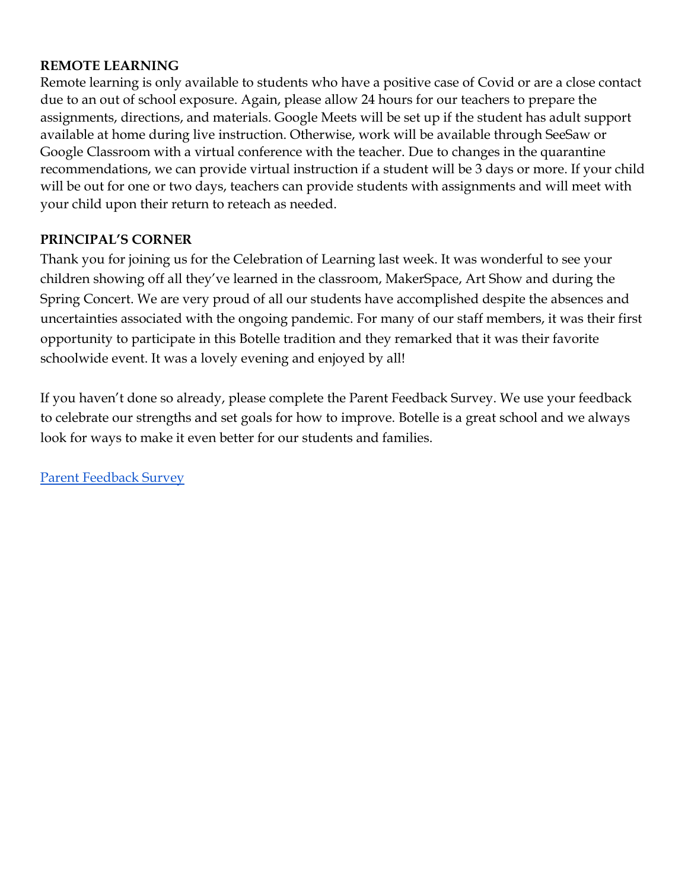**REMOTE LEARNING**

Remote learning is only available to students who have a positive case of Covid or are a close contact due to an out of school exposure. Again, please allow 24 hours for our teachers to prepare the assignments, directions, and materials. Google Meets will be set up if the student has adult support available at home during live instruction. Otherwise, work will be available through SeeSaw or Google Classroom with a virtual conference with the teacher. Due to changes in the quarantine recommendations, we can provide virtual instruction if a student will be 3 days or more. If your child will be out for one or two days, teachers can provide students with assignments and will meet with your child upon their return to reteach as needed.

**PRINCIPAL'S CORNER**

Thank you for joining us for the Celebration of Learning last week. It was wonderful to see your children showing off all they've learned in the classroom, MakerSpace, Art Show and during the Spring Concert. We are very proud of all our students have accomplished despite the absences and uncertainties associated with the ongoing pandemic. For many of our staff members, it was their first opportunity to participate in this Botelle tradition and they remarked that it was their favorite schoolwide event. It was a lovely evening and enjoyed by all!

If you haven't done so already, please complete the Parent Feedback Survey. We use your feedback to celebrate our strengths and set goals for how to improve. Botelle is a great school and we always look for ways to make it even better for our students and families.

Parent Feedback Survey